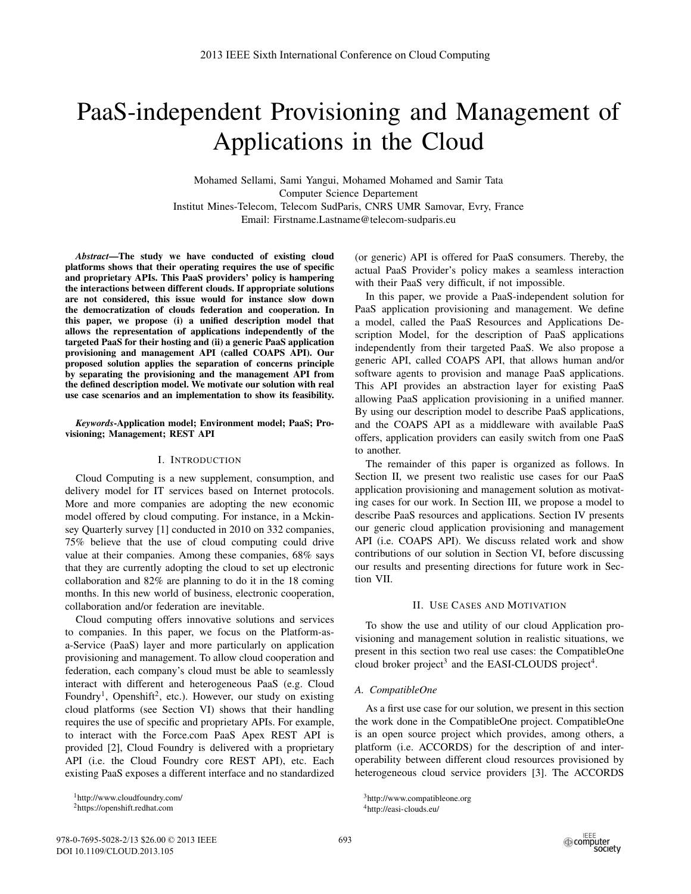# PaaS-independent Provisioning and Management of Applications in the Cloud

Mohamed Sellami, Sami Yangui, Mohamed Mohamed and Samir Tata
Computer Science Departement
Institut Mines-Telecom, Telecom SudParis, CNRS UMR Samovar, Evry, France
Email: Firstname.Lastname@telecom-sudparis.eu

***Abstract*—The study we have conducted of existing cloud platforms shows that their operating requires the use of specific and proprietary APIs. This PaaS providers' policy is hampering the interactions between different clouds. If appropriate solutions are not considered, this issue would for instance slow down the democratization of clouds federation and cooperation. In this paper, we propose (i) a unified description model that allows the representation of applications independently of the targeted PaaS for their hosting and (ii) a generic PaaS application provisioning and management API (called COAPS API). Our proposed solution applies the separation of concerns principle by separating the provisioning and the management API from the defined description model. We motivate our solution with real use case scenarios and an implementation to show its feasibility.**

***Keywords*-Application model; Environment model; PaaS; Provisioning; Management; REST API**

## I. Introduction

Cloud Computing is a new supplement, consumption, and delivery model for IT services based on Internet protocols. More and more companies are adopting the new economic model offered by cloud computing. For instance, in a Mckinsey Quarterly survey [1] conducted in 2010 on 332 companies, 75% believe that the use of cloud computing could drive value at their companies. Among these companies, 68% says that they are currently adopting the cloud to set up electronic collaboration and 82% are planning to do it in the 18 coming months. In this new world of business, electronic cooperation, collaboration and/or federation are inevitable.

Cloud computing offers innovative solutions and services to companies. In this paper, we focus on the Platform-as-a-Service (PaaS) layer and more particularly on application provisioning and management. To allow cloud cooperation and federation, each company's cloud must be able to seamlessly interact with different and heterogeneous PaaS (e.g. Cloud Foundry[1], Openshift[2], etc.). However, our study on existing cloud platforms (see Section VI) shows that their handling requires the use of specific and proprietary APIs. For example, to interact with the Force.com PaaS Apex REST API is provided [2], Cloud Foundry is delivered with a proprietary API (i.e. the Cloud Foundry core REST API), etc. Each existing PaaS exposes a different interface and no standardized (or generic) API is offered for PaaS consumers. Thereby, the actual PaaS Provider's policy makes a seamless interaction with their PaaS very difficult, if not impossible.

In this paper, we provide a PaaS-independent solution for PaaS application provisioning and management. We define a model, called the PaaS Resources and Applications Description Model, for the description of PaaS applications independently from their targeted PaaS. We also propose a generic API, called COAPS API, that allows human and/or software agents to provision and manage PaaS applications. This API provides an abstraction layer for existing PaaS allowing PaaS application provisioning in a unified manner. By using our description model to describe PaaS applications, and the COAPS API as a middleware with available PaaS offers, application providers can easily switch from one PaaS to another.

The remainder of this paper is organized as follows. In Section II, we present two realistic use cases for our PaaS application provisioning and management solution as motivating cases for our work. In Section III, we propose a model to describe PaaS resources and applications. Section IV presents our generic cloud application provisioning and management API (i.e. COAPS API). We discuss related work and show contributions of our solution in Section VI, before discussing our results and presenting directions for future work in Section VII.

## II. Use Cases and Motivation

To show the use and utility of our cloud Application provisioning and management solution in realistic situations, we present in this section two real use cases: the CompatibleOne cloud broker project[3] and the EASI-CLOUDS project[4].

### A. CompatibleOne

As a first use case for our solution, we present in this section the work done in the CompatibleOne project. CompatibleOne is an open source project which provides, among others, a platform (i.e. ACCORDS) for the description of and interoperability between different cloud resources provisioned by heterogeneous cloud service providers [3]. The ACCORDS

[1] http://www.cloudfoundry.com/
[2] https://openshift.redhat.com
[3] http://www.compatibleone.org
[4] http://easi-clouds.eu/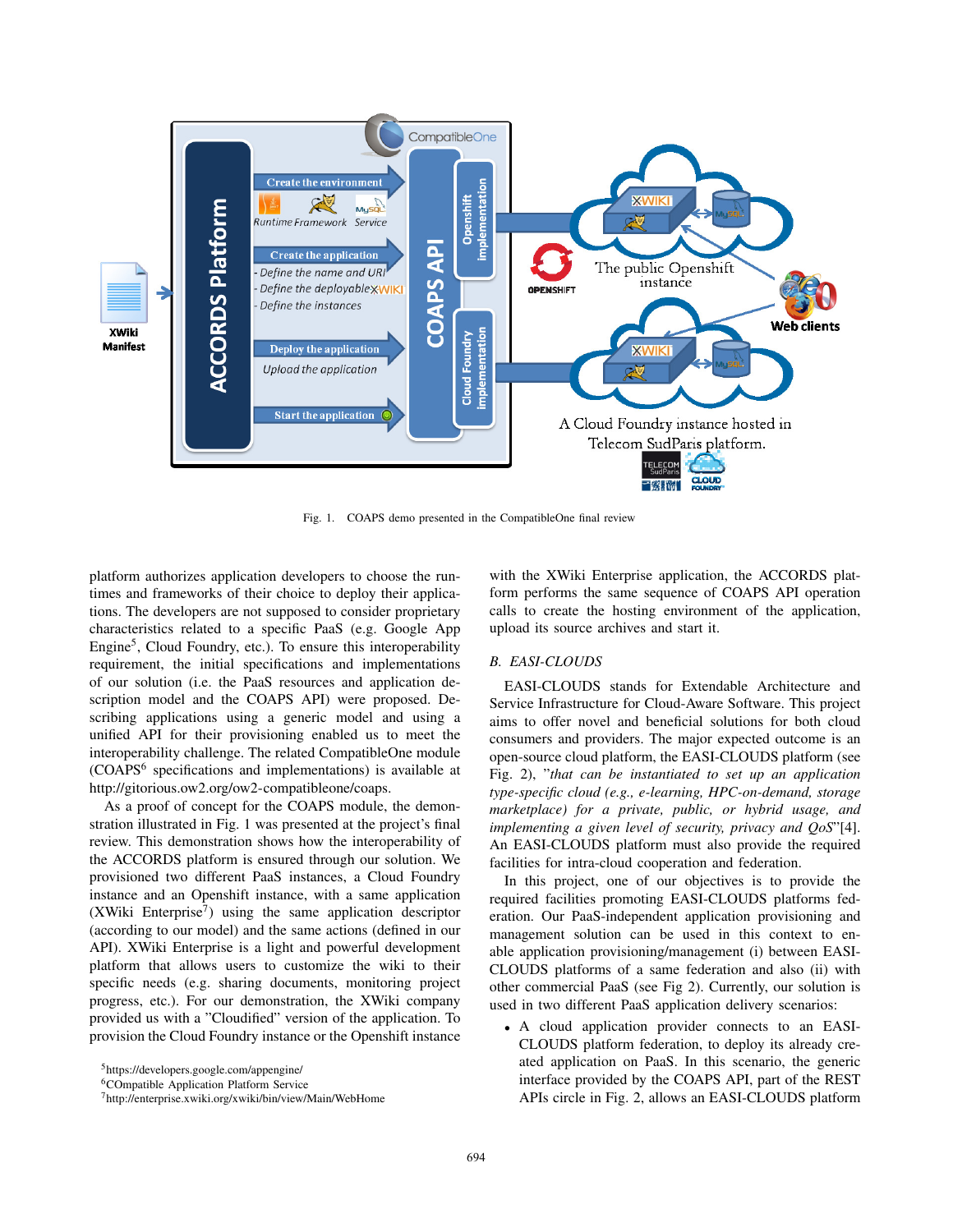Fig. 1. COAPS demo presented in the CompatibleOne final review

platform authorizes application developers to choose the runtimes and frameworks of their choice to deploy their applications. The developers are not supposed to consider proprietary characteristics related to a specific PaaS (e.g. Google App Engine[5], Cloud Foundry, etc.). To ensure this interoperability requirement, the initial specifications and implementations of our solution (i.e. the PaaS resources and application description model and the COAPS API) were proposed. Describing applications using a generic model and using a unified API for their provisioning enabled us to meet the interoperability challenge. The related CompatibleOne module (COAPS[6] specifications and implementations) is available at http://gitorious.ow2.org/ow2-compatibleone/coaps.

As a proof of concept for the COAPS module, the demonstration illustrated in Fig. 1 was presented at the project's final review. This demonstration shows how the interoperability of the ACCORDS platform is ensured through our solution. We provisioned two different PaaS instances, a Cloud Foundry instance and an Openshift instance, with a same application (XWiki Enterprise[7]) using the same application descriptor (according to our model) and the same actions (defined in our API). XWiki Enterprise is a light and powerful development platform that allows users to customize the wiki to their specific needs (e.g. sharing documents, monitoring project progress, etc.). For our demonstration, the XWiki company provided us with a "Cloudified" version of the application. To provision the Cloud Foundry instance or the Openshift instance with the XWiki Enterprise application, the ACCORDS platform performs the same sequence of COAPS API operation calls to create the hosting environment of the application, upload its source archives and start it.

### B. EASI-CLOUDS

EASI-CLOUDS stands for Extendable Architecture and Service Infrastructure for Cloud-Aware Software. This project aims to offer novel and beneficial solutions for both cloud consumers and providers. The major expected outcome is an open-source cloud platform, the EASI-CLOUDS platform (see Fig. 2), "*that can be instantiated to set up an application type-specific cloud (e.g., e-learning, HPC-on-demand, storage marketplace) for a private, public, or hybrid usage, and implementing a given level of security, privacy and QoS*"[4]. An EASI-CLOUDS platform must also provide the required facilities for intra-cloud cooperation and federation.

In this project, one of our objectives is to provide the required facilities promoting EASI-CLOUDS platforms federation. Our PaaS-independent application provisioning and management solution can be used in this context to enable application provisioning/management (i) between EASI-CLOUDS platforms of a same federation and also (ii) with other commercial PaaS (see Fig 2). Currently, our solution is used in two different PaaS application delivery scenarios:

- A cloud application provider connects to an EASI-CLOUDS platform federation, to deploy its already created application on PaaS. In this scenario, the generic interface provided by the COAPS API, part of the REST APIs circle in Fig. 2, allows an EASI-CLOUDS platform

[5] https://developers.google.com/appengine/
[6] COmpatible Application Platform Service
[7] http://enterprise.xwiki.org/xwiki/bin/view/Main/WebHome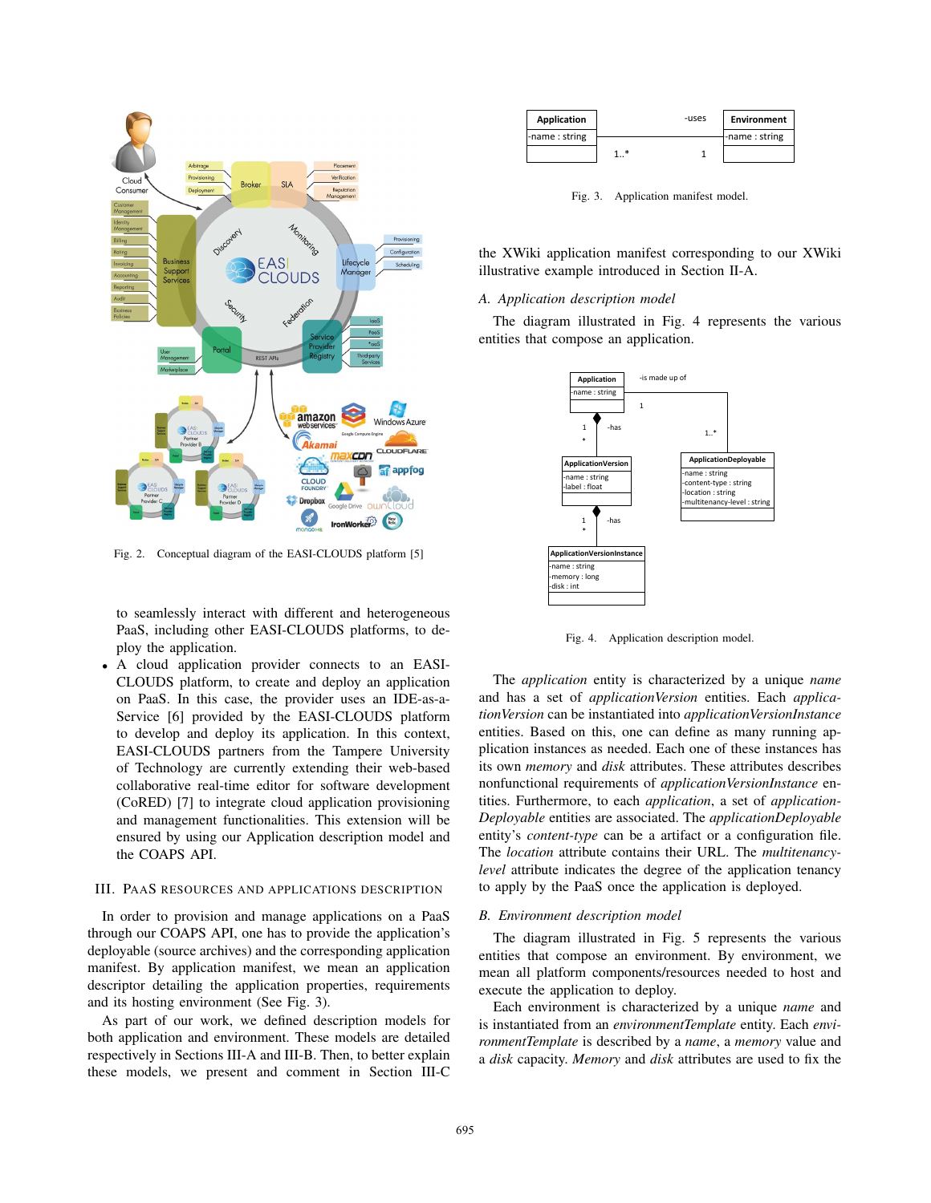Fig. 2. Conceptual diagram of the EASI-CLOUDS platform [5]

to seamlessly interact with different and heterogeneous PaaS, including other EASI-CLOUDS platforms, to deploy the application.

- A cloud application provider connects to an EASI-CLOUDS platform, to create and deploy an application on PaaS. In this case, the provider uses an IDE-as-a-Service [6] provided by the EASI-CLOUDS platform to develop and deploy its application. In this context, EASI-CLOUDS partners from the Tampere University of Technology are currently extending their web-based collaborative real-time editor for software development (CoRED) [7] to integrate cloud application provisioning and management functionalities. This extension will be ensured by using our Application description model and the COAPS API.

## III. PaaS resources and applications description

In order to provision and manage applications on a PaaS through our COAPS API, one has to provide the application's deployable (source archives) and the corresponding application manifest. By application manifest, we mean an application descriptor detailing the application properties, requirements and its hosting environment (See Fig. 3).

As part of our work, we defined description models for both application and environment. These models are detailed respectively in Sections III-A and III-B. Then, to better explain these models, we present and comment in Section III-C

Fig. 3. Application manifest model.

the XWiki application manifest corresponding to our XWiki illustrative example introduced in Section II-A.

### A. Application description model

The diagram illustrated in Fig. 4 represents the various entities that compose an application.

Fig. 4. Application description model.

The *application* entity is characterized by a unique *name* and has a set of *applicationVersion* entities. Each *applicationVersion* can be instantiated into *applicationVersionInstance* entities. Based on this, one can define as many running application instances as needed. Each one of these instances has its own *memory* and *disk* attributes. These attributes describes nonfunctional requirements of *applicationVersionInstance* entities. Furthermore, to each *application*, a set of *applicationDeployable* entities are associated. The *applicationDeployable* entity's *content-type* can be a artifact or a configuration file. The *location* attribute contains their URL. The *multitenancy-level* attribute indicates the degree of the application tenancy to apply by the PaaS once the application is deployed.

### B. Environment description model

The diagram illustrated in Fig. 5 represents the various entities that compose an environment. By environment, we mean all platform components/resources needed to host and execute the application to deploy.

Each environment is characterized by a unique *name* and is instantiated from an *environmentTemplate* entity. Each *environmentTemplate* is described by a *name*, a *memory* value and a *disk* capacity. *Memory* and *disk* attributes are used to fix the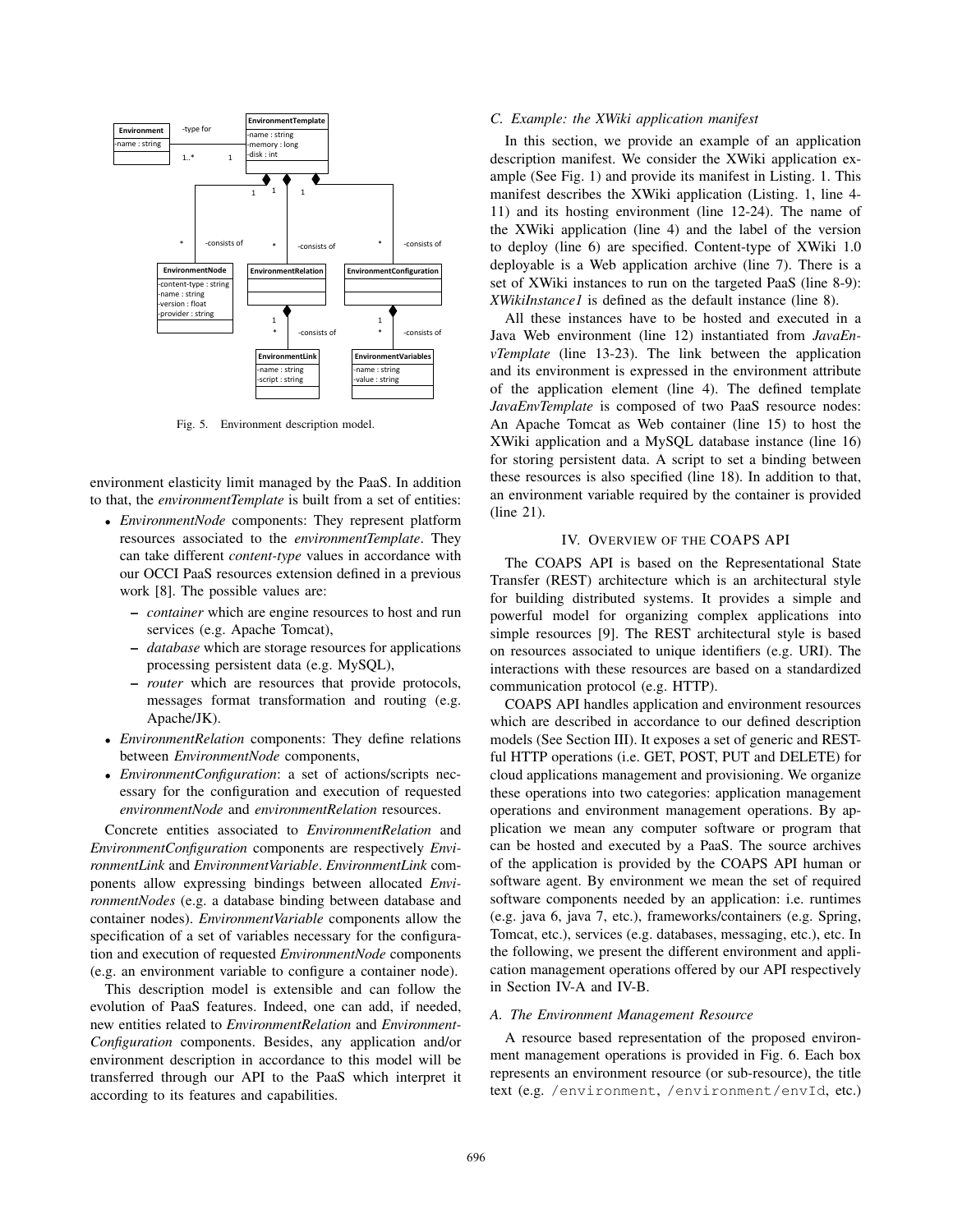Fig. 5. Environment description model.

environment elasticity limit managed by the PaaS. In addition to that, the *environmentTemplate* is built from a set of entities:

- *EnvironmentNode* components: They represent platform resources associated to the *environmentTemplate*. They can take different *content-type* values in accordance with our OCCI PaaS resources extension defined in a previous work [8]. The possible values are:
  - *container* which are engine resources to host and run services (e.g. Apache Tomcat),
  - *database* which are storage resources for applications processing persistent data (e.g. MySQL),
  - *router* which are resources that provide protocols, messages format transformation and routing (e.g. Apache/JK).
- *EnvironmentRelation* components: They define relations between *EnvironmentNode* components,
- *EnvironmentConfiguration*: a set of actions/scripts necessary for the configuration and execution of requested *environmentNode* and *environmentRelation* resources.

Concrete entities associated to *EnvironmentRelation* and *EnvironmentConfiguration* components are respectively *EnvironmentLink* and *EnvironmentVariable*. *EnvironmentLink* components allow expressing bindings between allocated *EnvironmentNodes* (e.g. a database binding between database and container nodes). *EnvironmentVariable* components allow the specification of a set of variables necessary for the configuration and execution of requested *EnvironmentNode* components (e.g. an environment variable to configure a container node).

This description model is extensible and can follow the evolution of PaaS features. Indeed, one can add, if needed, new entities related to *EnvironmentRelation* and *EnvironmentConfiguration* components. Besides, any application and/or environment description in accordance to this model will be transferred through our API to the PaaS which interpret it according to its features and capabilities.

### C. Example: the XWiki application manifest

In this section, we provide an example of an application description manifest. We consider the XWiki application example (See Fig. 1) and provide its manifest in Listing. 1. This manifest describes the XWiki application (Listing. 1, line 4-11) and its hosting environment (line 12-24). The name of the XWiki application (line 4) and the label of the version to deploy (line 6) are specified. Content-type of XWiki 1.0 deployable is a Web application archive (line 7). There is a set of XWiki instances to run on the targeted PaaS (line 8-9): *XWikiInstance1* is defined as the default instance (line 8).

All these instances have to be hosted and executed in a Java Web environment (line 12) instantiated from *JavaEnvTemplate* (line 13-23). The link between the application and its environment is expressed in the environment attribute of the application element (line 4). The defined template *JavaEnvTemplate* is composed of two PaaS resource nodes: An Apache Tomcat as Web container (line 15) to host the XWiki application and a MySQL database instance (line 16) for storing persistent data. A script to set a binding between these resources is also specified (line 18). In addition to that, an environment variable required by the container is provided (line 21).

## IV. Overview of the COAPS API

The COAPS API is based on the Representational State Transfer (REST) architecture which is an architectural style for building distributed systems. It provides a simple and powerful model for organizing complex applications into simple resources [9]. The REST architectural style is based on resources associated to unique identifiers (e.g. URI). The interactions with these resources are based on a standardized communication protocol (e.g. HTTP).

COAPS API handles application and environment resources which are described in accordance to our defined description models (See Section III). It exposes a set of generic and RESTful HTTP operations (i.e. GET, POST, PUT and DELETE) for cloud applications management and provisioning. We organize these operations into two categories: application management operations and environment management operations. By application we mean any computer software or program that can be hosted and executed by a PaaS. The source archives of the application is provided by the COAPS API human or software agent. By environment we mean the set of required software components needed by an application: i.e. runtimes (e.g. java 6, java 7, etc.), frameworks/containers (e.g. Spring, Tomcat, etc.), services (e.g. databases, messaging, etc.), etc. In the following, we present the different environment and application management operations offered by our API respectively in Section IV-A and IV-B.

### A. The Environment Management Resource

A resource based representation of the proposed environment management operations is provided in Fig. 6. Each box represents an environment resource (or sub-resource), the title text (e.g. `/environment`, `/environment/envId`, etc.)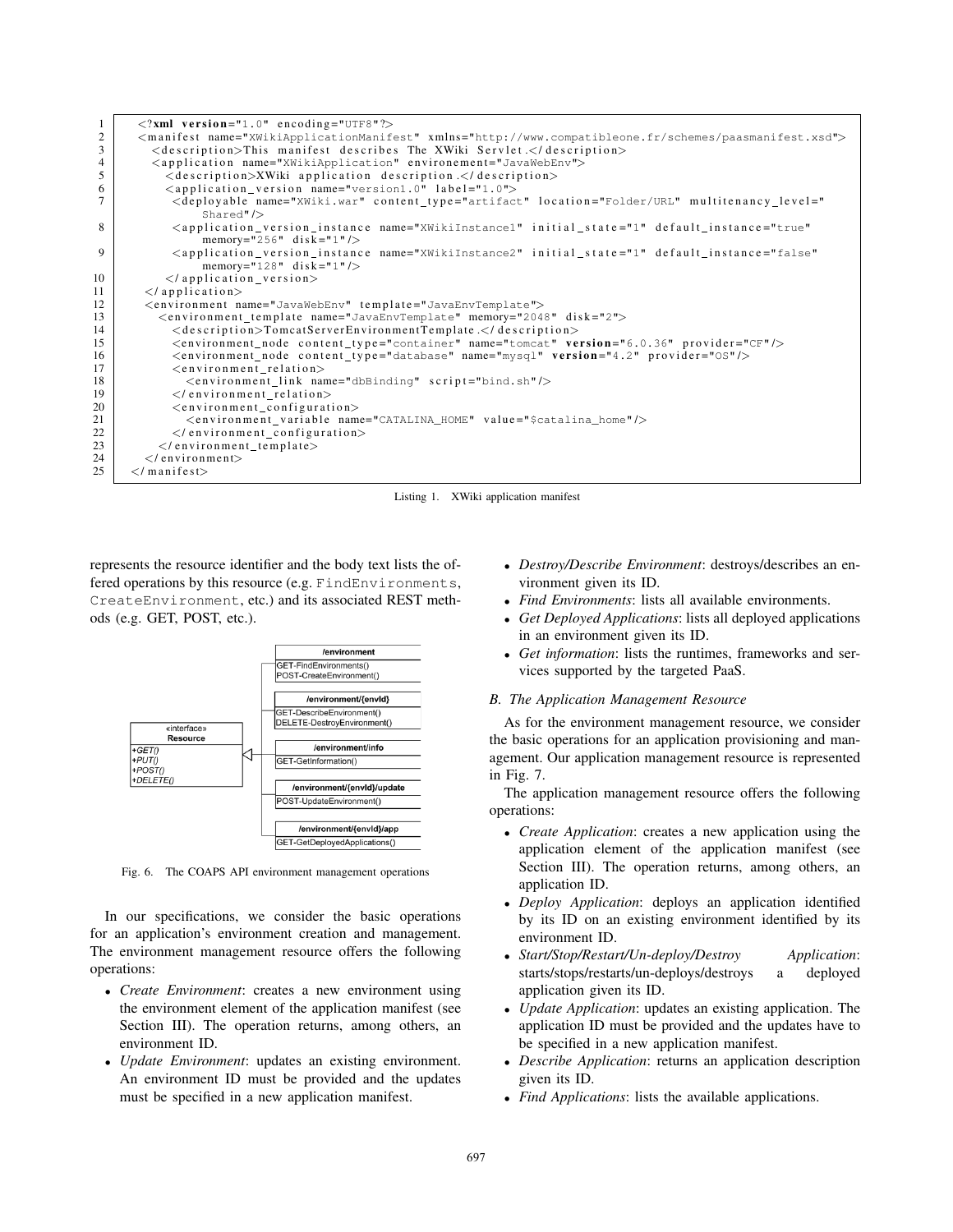```xml
<?xml version="1.0" encoding="UTF8"?>
<manifest name="XWikiApplicationManifest" xmlns="http://www.compatibleone.fr/schemes/paasmanifest.xsd">
  <description>This manifest describes The XWiki Servlet.</description>
  <application name="XWikiApplication" environement="JavaWebEnv">
    <description>XWiki application description.</description>
    <application_version name="version1.0" label="1.0">
      <deployable name="XWiki.war" content_type="artifact" location="Folder/URL" multitenancy_level="Shared"/>
      <application_version_instance name="XWikiInstance1" initial_state="1" default_instance="true" memory="256" disk="1"/>
      <application_version_instance name="XWikiInstance2" initial_state="1" default_instance="false" memory="128" disk="1"/>
    </application_version>
  </application>
  <environment name="JavaWebEnv" template="JavaEnvTemplate">
    <environment_template name="JavaEnvTemplate" memory="2048" disk="2">
      <description>TomcatServerEnvironmentTemplate.</description>
      <environment_node content_type="container" name="tomcat" version="6.0.36" provider="CF"/>
      <environment_node content_type="database" name="mysql" version="4.2" provider="OS"/>
      <environment_relation>
        <environment_link name="dbBinding" script="bind.sh"/>
      </environment_relation>
      <environment_configuration>
        <environment_variable name="CATALINA_HOME" value="$catalina_home"/>
      </environment_configuration>
    </environment_template>
  </environment>
</manifest>
```

Listing 1. XWiki application manifest

represents the resource identifier and the body text lists the offered operations by this resource (e.g. `FindEnvironments`, `CreateEnvironment`, etc.) and its associated REST methods (e.g. GET, POST, etc.).

Fig. 6. The COAPS API environment management operations

In our specifications, we consider the basic operations for an application's environment creation and management. The environment management resource offers the following operations:

- *Create Environment*: creates a new environment using the environment element of the application manifest (see Section III). The operation returns, among others, an environment ID.
- *Update Environment*: updates an existing environment. An environment ID must be provided and the updates must be specified in a new application manifest.
- *Destroy/Describe Environment*: destroys/describes an environment given its ID.
- *Find Environments*: lists all available environments.
- *Get Deployed Applications*: lists all deployed applications in an environment given its ID.
- *Get information*: lists the runtimes, frameworks and services supported by the targeted PaaS.

### B. The Application Management Resource

As for the environment management resource, we consider the basic operations for an application provisioning and management. Our application management resource is represented in Fig. 7.

The application management resource offers the following operations:

- *Create Application*: creates a new application using the application element of the application manifest (see Section III). The operation returns, among others, an application ID.
- *Deploy Application*: deploys an application identified by its ID on an existing environment identified by its environment ID.
- *Start/Stop/Restart/Un-deploy/Destroy Application*: starts/stops/restarts/un-deploys/destroys a deployed application given its ID.
- *Update Application*: updates an existing application. The application ID must be provided and the updates have to be specified in a new application manifest.
- *Describe Application*: returns an application description given its ID.
- *Find Applications*: lists the available applications.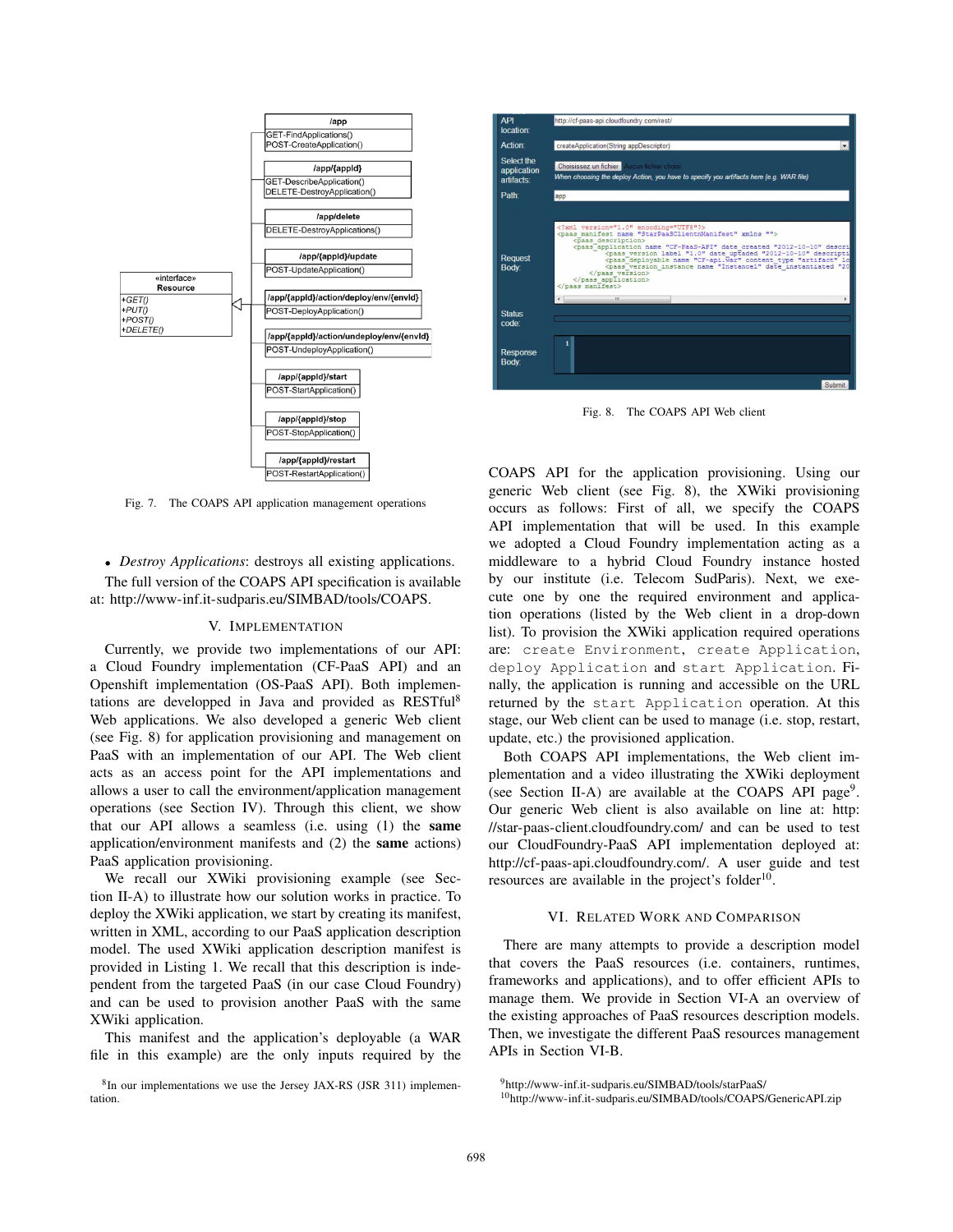Fig. 7. The COAPS API application management operations

- *Destroy Applications*: destroys all existing applications.

The full version of the COAPS API specification is available at: http://www-inf.it-sudparis.eu/SIMBAD/tools/COAPS.

## V. Implementation

Currently, we provide two implementations of our API: a Cloud Foundry implementation (CF-PaaS API) and an Openshift implementation (OS-PaaS API). Both implementations are developped in Java and provided as RESTful[8] Web applications. We also developed a generic Web client (see Fig. 8) for application provisioning and management on PaaS with an implementation of our API. The Web client acts as an access point for the API implementations and allows a user to call the environment/application management operations (see Section IV). Through this client, we show that our API allows a seamless (i.e. using (1) the **same** application/environment manifests and (2) the **same** actions) PaaS application provisioning.

We recall our XWiki provisioning example (see Section II-A) to illustrate how our solution works in practice. To deploy the XWiki application, we start by creating its manifest, written in XML, according to our PaaS application description model. The used XWiki application description manifest is provided in Listing 1. We recall that this description is independent from the targeted PaaS (in our case Cloud Foundry) and can be used to provision another PaaS with the same XWiki application.

This manifest and the application's deployable (a WAR file in this example) are the only inputs required by the COAPS API for the application provisioning. Using our generic Web client (see Fig. 8), the XWiki provisioning occurs as follows: First of all, we specify the COAPS API implementation that will be used. In this example we adopted a Cloud Foundry implementation acting as a middleware to a hybrid Cloud Foundry instance hosted by our institute (i.e. Telecom SudParis). Next, we execute one by one the required environment and application operations (listed by the Web client in a drop-down list). To provision the XWiki application required operations are: `create Environment`, `create Application`, `deploy Application` and `start Application`. Finally, the application is running and accessible on the URL returned by the `start Application` operation. At this stage, our Web client can be used to manage (i.e. stop, restart, update, etc.) the provisioned application.

Fig. 8. The COAPS API Web client

Both COAPS API implementations, the Web client implementation and a video illustrating the XWiki deployment (see Section II-A) are available at the COAPS API page[9]. Our generic Web client is also available on line at: http://star-paas-client.cloudfoundry.com/ and can be used to test our CloudFoundry-PaaS API implementation deployed at: http://cf-paas-api.cloudfoundry.com/. A user guide and test resources are available in the project's folder[10].

## VI. Related Work and Comparison

There are many attempts to provide a description model that covers the PaaS resources (i.e. containers, runtimes, frameworks and applications), and to offer efficient APIs to manage them. We provide in Section VI-A an overview of the existing approaches of PaaS resources description models. Then, we investigate the different PaaS resources management APIs in Section VI-B.

[8] In our implementations we use the Jersey JAX-RS (JSR 311) implementation.

[9] http://www-inf.it-sudparis.eu/SIMBAD/tools/starPaaS/

[10] http://www-inf.it-sudparis.eu/SIMBAD/tools/COAPS/GenericAPI.zip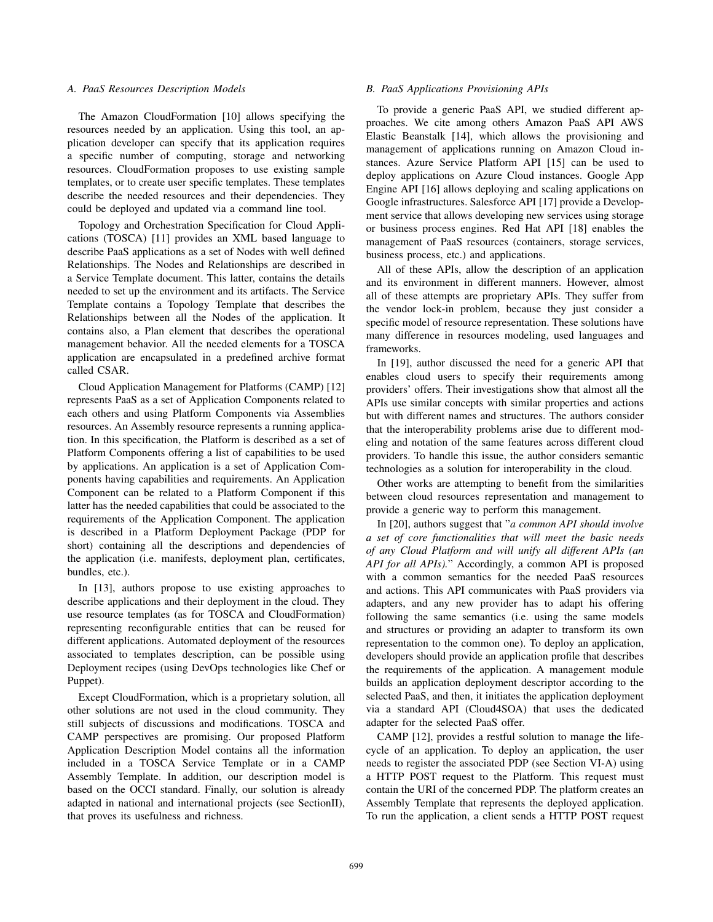### A. PaaS Resources Description Models

The Amazon CloudFormation [10] allows specifying the resources needed by an application. Using this tool, an application developer can specify that its application requires a specific number of computing, storage and networking resources. CloudFormation proposes to use existing sample templates, or to create user specific templates. These templates describe the needed resources and their dependencies. They could be deployed and updated via a command line tool.

Topology and Orchestration Specification for Cloud Applications (TOSCA) [11] provides an XML based language to describe PaaS applications as a set of Nodes with well defined Relationships. The Nodes and Relationships are described in a Service Template document. This latter, contains the details needed to set up the environment and its artifacts. The Service Template contains a Topology Template that describes the Relationships between all the Nodes of the application. It contains also, a Plan element that describes the operational management behavior. All the needed elements for a TOSCA application are encapsulated in a predefined archive format called CSAR.

Cloud Application Management for Platforms (CAMP) [12] represents PaaS as a set of Application Components related to each others and using Platform Components via Assemblies resources. An Assembly resource represents a running application. In this specification, the Platform is described as a set of Platform Components offering a list of capabilities to be used by applications. An application is a set of Application Components having capabilities and requirements. An Application Component can be related to a Platform Component if this latter has the needed capabilities that could be associated to the requirements of the Application Component. The application is described in a Platform Deployment Package (PDP for short) containing all the descriptions and dependencies of the application (i.e. manifests, deployment plan, certificates, bundles, etc.).

In [13], authors propose to use existing approaches to describe applications and their deployment in the cloud. They use resource templates (as for TOSCA and CloudFormation) representing reconfigurable entities that can be reused for different applications. Automated deployment of the resources associated to templates description, can be possible using Deployment recipes (using DevOps technologies like Chef or Puppet).

Except CloudFormation, which is a proprietary solution, all other solutions are not used in the cloud community. They still subjects of discussions and modifications. TOSCA and CAMP perspectives are promising. Our proposed Platform Application Description Model contains all the information included in a TOSCA Service Template or in a CAMP Assembly Template. In addition, our description model is based on the OCCI standard. Finally, our solution is already adapted in national and international projects (see SectionII), that proves its usefulness and richness.

### B. PaaS Applications Provisioning APIs

To provide a generic PaaS API, we studied different approaches. We cite among others Amazon PaaS API AWS Elastic Beanstalk [14], which allows the provisioning and management of applications running on Amazon Cloud instances. Azure Service Platform API [15] can be used to deploy applications on Azure Cloud instances. Google App Engine API [16] allows deploying and scaling applications on Google infrastructures. Salesforce API [17] provide a Development service that allows developing new services using storage or business process engines. Red Hat API [18] enables the management of PaaS resources (containers, storage services, business process, etc.) and applications.

All of these APIs, allow the description of an application and its environment in different manners. However, almost all of these attempts are proprietary APIs. They suffer from the vendor lock-in problem, because they just consider a specific model of resource representation. These solutions have many difference in resources modeling, used languages and frameworks.

In [19], author discussed the need for a generic API that enables cloud users to specify their requirements among providers' offers. Their investigations show that almost all the APIs use similar concepts with similar properties and actions but with different names and structures. The authors consider that the interoperability problems arise due to different modeling and notation of the same features across different cloud providers. To handle this issue, the author considers semantic technologies as a solution for interoperability in the cloud.

Other works are attempting to benefit from the similarities between cloud resources representation and management to provide a generic way to perform this management.

In [20], authors suggest that "*a common API should involve a set of core functionalities that will meet the basic needs of any Cloud Platform and will unify all different APIs (an API for all APIs).*" Accordingly, a common API is proposed with a common semantics for the needed PaaS resources and actions. This API communicates with PaaS providers via adapters, and any new provider has to adapt his offering following the same semantics (i.e. using the same models and structures or providing an adapter to transform its own representation to the common one). To deploy an application, developers should provide an application profile that describes the requirements of the application. A management module builds an application deployment descriptor according to the selected PaaS, and then, it initiates the application deployment via a standard API (Cloud4SOA) that uses the dedicated adapter for the selected PaaS offer.

CAMP [12], provides a restful solution to manage the life-cycle of an application. To deploy an application, the user needs to register the associated PDP (see Section VI-A) using a HTTP POST request to the Platform. This request must contain the URI of the concerned PDP. The platform creates an Assembly Template that represents the deployed application. To run the application, a client sends a HTTP POST request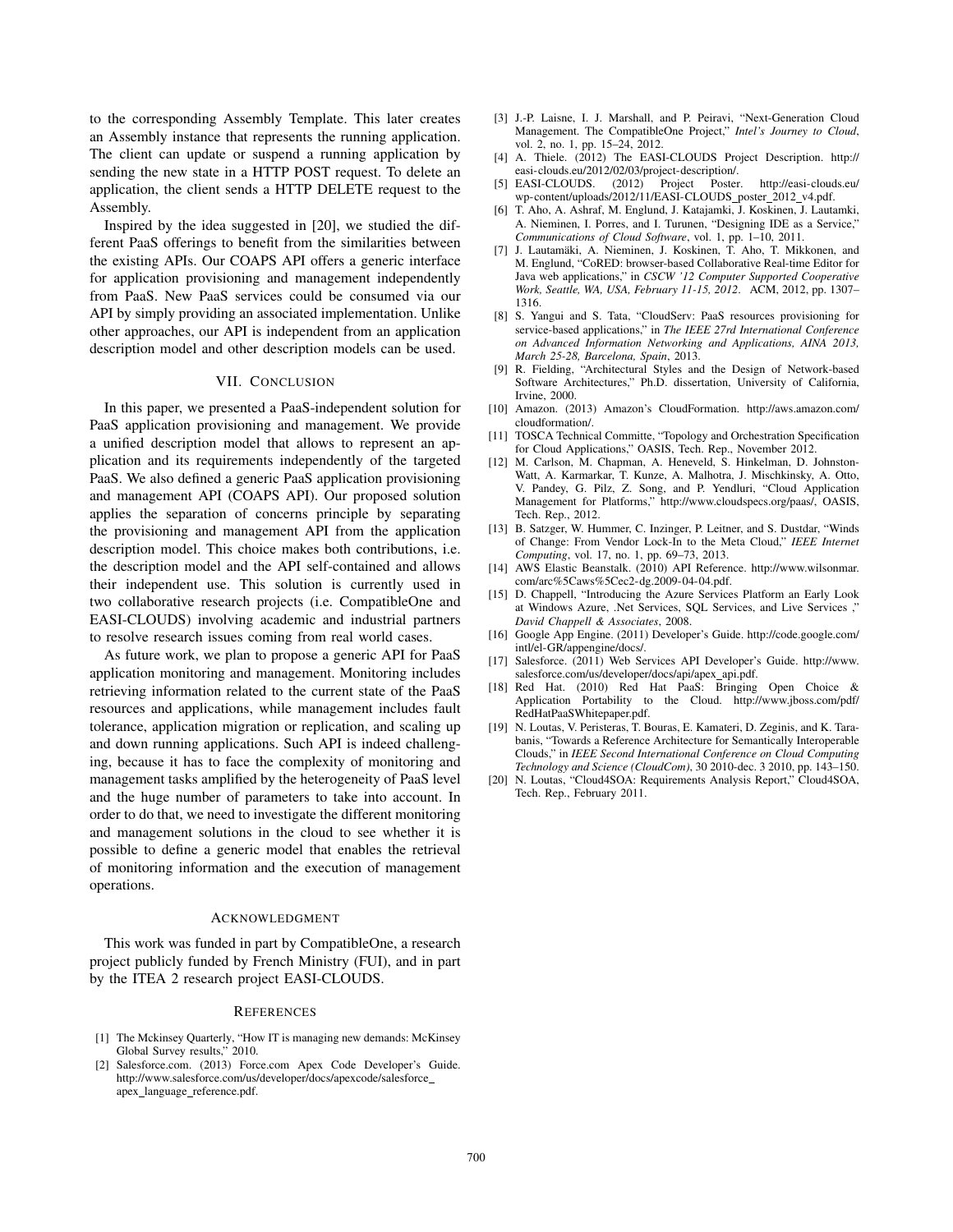to the corresponding Assembly Template. This later creates an Assembly instance that represents the running application. The client can update or suspend a running application by sending the new state in a HTTP POST request. To delete an application, the client sends a HTTP DELETE request to the Assembly.

Inspired by the idea suggested in [20], we studied the different PaaS offerings to benefit from the similarities between the existing APIs. Our COAPS API offers a generic interface for application provisioning and management independently from PaaS. New PaaS services could be consumed via our API by simply providing an associated implementation. Unlike other approaches, our API is independent from an application description model and other description models can be used.

## VII. Conclusion

In this paper, we presented a PaaS-independent solution for PaaS application provisioning and management. We provide a unified description model that allows to represent an application and its requirements independently of the targeted PaaS. We also defined a generic PaaS application provisioning and management API (COAPS API). Our proposed solution applies the separation of concerns principle by separating the provisioning and management API from the application description model. This choice makes both contributions, i.e. the description model and the API self-contained and allows their independent use. This solution is currently used in two collaborative research projects (i.e. CompatibleOne and EASI-CLOUDS) involving academic and industrial partners to resolve research issues coming from real world cases.

As future work, we plan to propose a generic API for PaaS application monitoring and management. Monitoring includes retrieving information related to the current state of the PaaS resources and applications, while management includes fault tolerance, application migration or replication, and scaling up and down running applications. Such API is indeed challenging, because it has to face the complexity of monitoring and management tasks amplified by the heterogeneity of PaaS level and the huge number of parameters to take into account. In order to do that, we need to investigate the different monitoring and management solutions in the cloud to see whether it is possible to define a generic model that enables the retrieval of monitoring information and the execution of management operations.

## Acknowledgment

This work was funded in part by CompatibleOne, a research project publicly funded by French Ministry (FUI), and in part by the ITEA 2 research project EASI-CLOUDS.

## References

[1] The Mckinsey Quarterly, "How IT is managing new demands: McKinsey Global Survey results," 2010.

[2] Salesforce.com. (2013) Force.com Apex Code Developer's Guide. http://www.salesforce.com/us/developer/docs/apexcode/salesforce_apex_language_reference.pdf.

[3] J.-P. Laisne, I. J. Marshall, and P. Peiravi, "Next-Generation Cloud Management. The CompatibleOne Project," *Intel's Journey to Cloud*, vol. 2, no. 1, pp. 15–24, 2012.

[4] A. Thiele. (2012) The EASI-CLOUDS Project Description. http://easi-clouds.eu/2012/02/03/project-description/.

[5] EASI-CLOUDS. (2012) Project Poster. http://easi-clouds.eu/wp-content/uploads/2012/11/EASI-CLOUDS_poster_2012_v4.pdf.

[6] T. Aho, A. Ashraf, M. Englund, J. Katajamki, J. Koskinen, J. Lautamki, A. Nieminen, I. Porres, and I. Turunen, "Designing IDE as a Service," *Communications of Cloud Software*, vol. 1, pp. 1–10, 2011.

[7] J. Lautamäki, A. Nieminen, J. Koskinen, T. Aho, T. Mikkonen, and M. Englund, "CoRED: browser-based Collaborative Real-time Editor for Java web applications," in *CSCW '12 Computer Supported Cooperative Work, Seattle, WA, USA, February 11-15, 2012*. ACM, 2012, pp. 1307–1316.

[8] S. Yangui and S. Tata, "CloudServ: PaaS resources provisioning for service-based applications," in *The IEEE 27rd International Conference on Advanced Information Networking and Applications, AINA 2013, March 25-28, Barcelona, Spain*, 2013.

[9] R. Fielding, "Architectural Styles and the Design of Network-based Software Architectures," Ph.D. dissertation, University of California, Irvine, 2000.

[10] Amazon. (2013) Amazon's CloudFormation. http://aws.amazon.com/cloudformation/.

[11] TOSCA Technical Committe, "Topology and Orchestration Specification for Cloud Applications," OASIS, Tech. Rep., November 2012.

[12] M. Carlson, M. Chapman, A. Heneveld, S. Hinkelman, D. Johnston-Watt, A. Karmarkar, T. Kunze, A. Malhotra, J. Mischkinsky, A. Otto, V. Pandey, G. Pilz, Z. Song, and P. Yendluri, "Cloud Application Management for Platforms," http://www.cloudspecs.org/paas/, OASIS, Tech. Rep., 2012.

[13] B. Satzger, W. Hummer, C. Inzinger, P. Leitner, and S. Dustdar, "Winds of Change: From Vendor Lock-In to the Meta Cloud," *IEEE Internet Computing*, vol. 17, no. 1, pp. 69–73, 2013.

[14] AWS Elastic Beanstalk. (2010) API Reference. http://www.wilsonmar.com/arc%5Caws%5Cec2-dg.2009-04-04.pdf.

[15] D. Chappell, "Introducing the Azure Services Platform an Early Look at Windows Azure, .Net Services, SQL Services, and Live Services ," *David Chappell & Associates*, 2008.

[16] Google App Engine. (2011) Developer's Guide. http://code.google.com/intl/el-GR/appengine/docs/.

[17] Salesforce. (2011) Web Services API Developer's Guide. http://www.salesforce.com/us/developer/docs/api/apex_api.pdf.

[18] Red Hat. (2010) Red Hat PaaS: Bringing Open Choice & Application Portability to the Cloud. http://www.jboss.com/pdf/RedHatPaaSWhitepaper.pdf.

[19] N. Loutas, V. Peristeras, T. Bouras, E. Kamateri, D. Zeginis, and K. Tarabanis, "Towards a Reference Architecture for Semantically Interoperable Clouds," in *IEEE Second International Conference on Cloud Computing Technology and Science (CloudCom)*, 30 2010-dec. 3 2010, pp. 143–150.

[20] N. Loutas, "Cloud4SOA: Requirements Analysis Report," Cloud4SOA, Tech. Rep., February 2011.